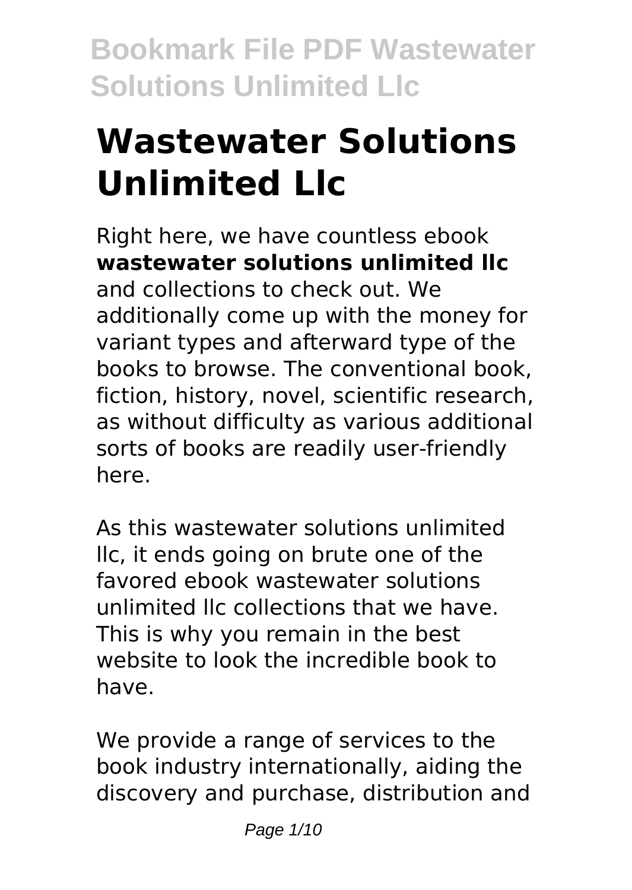# Wastewater Solutions Unlimited Llc

Right here, we have countless ebook **wastewater solutions unlimited llc** and collections to check out. We additionally come up with the money for variant types and afterward type of the books to browse. The conventional book, fiction, history, novel, scientific research, as without difficulty as various additional sorts of books are readily user-friendly here.

As this wastewater solutions unlimited llc, it ends going on brute one of the favored ebook wastewater solutions unlimited llc collections that we have. This is why you remain in the best website to look the incredible book to have.

We provide a range of services to the book industry internationally, aiding the discovery and purchase, distribution and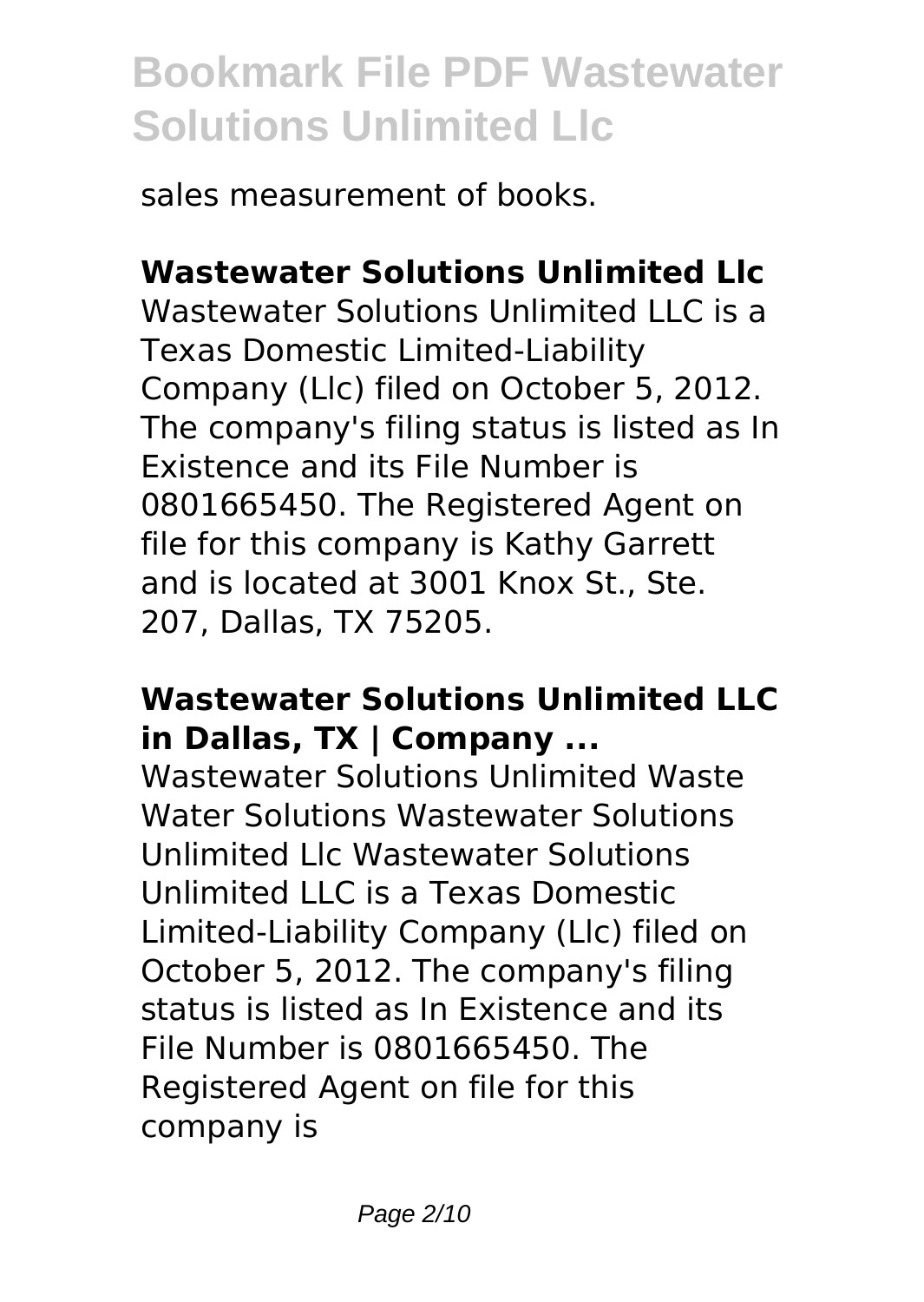sales measurement of books.

## Wastewater Solutions Unlimited Llc

Wastewater Solutions Unlimited LLC is a Texas Domestic Limited-Liability Company (Llc) filed on October 5, 2012. The company's filing status is listed as In Existence and its File Number is 0801665450. The Registered Agent on file for this company is Kathy Garrett and is located at 3001 Knox St., Ste. 207, Dallas, TX 75205.

## Wastewater Solutions Unlimited LLC in Dallas, TX | Company ...

Wastewater Solutions Unlimited Waste Water Solutions Wastewater Solutions Unlimited Llc Wastewater Solutions Unlimited LLC is a Texas Domestic Limited-Liability Company (Llc) filed on October 5, 2012. The company's filing status is listed as In Existence and its File Number is 0801665450. The Registered Agent on file for this company is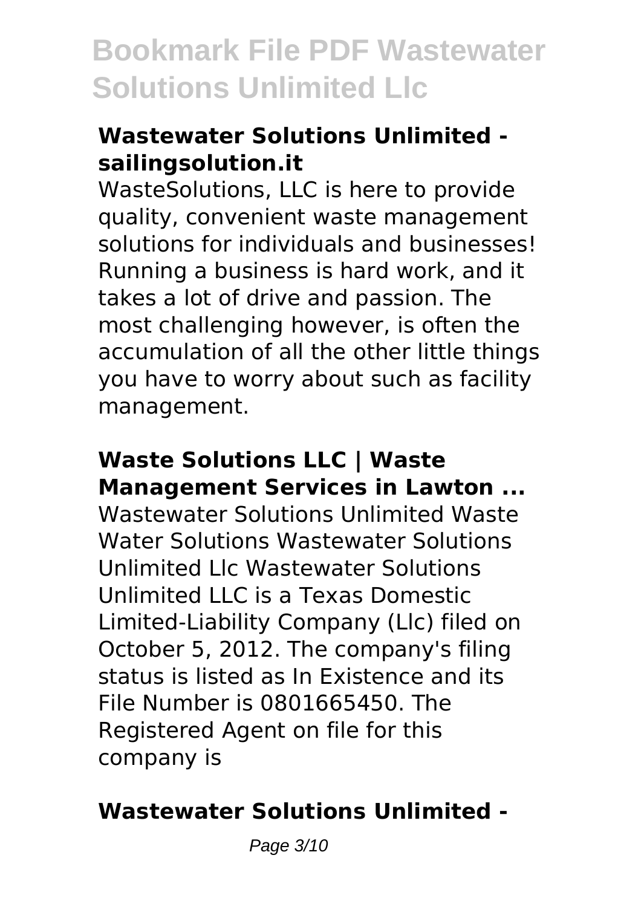### Wastewater Solutions Unlimited - sailingsolution.it

WasteSolutions, LLC is here to provide quality, convenient waste management solutions for individuals and businesses! Running a business is hard work, and it takes a lot of drive and passion. The most challenging however, is often the accumulation of all the other little things you have to worry about such as facility management.

### Waste Solutions LLC | Waste Management Services in Lawton ...

Wastewater Solutions Unlimited Waste Water Solutions Wastewater Solutions Unlimited Llc Wastewater Solutions Unlimited LLC is a Texas Domestic Limited-Liability Company (Llc) filed on October 5, 2012. The company's filing status is listed as In Existence and its File Number is 0801665450. The Registered Agent on file for this company is

### Wastewater Solutions Unlimited -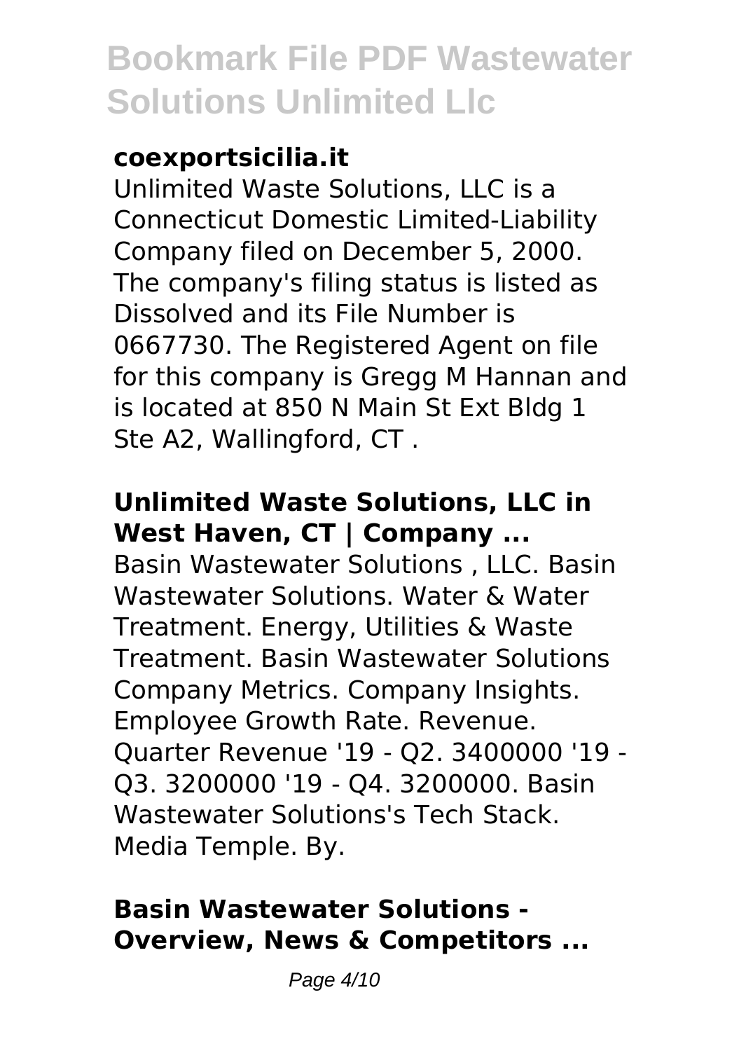### coexportsicilia.it

Unlimited Waste Solutions, LLC is a Connecticut Domestic Limited-Liability Company filed on December 5, 2000. The company's filing status is listed as Dissolved and its File Number is 0667730. The Registered Agent on file for this company is Gregg M Hannan and is located at 850 N Main St Ext Bldg 1 Ste A2, Wallingford, CT .

### Unlimited Waste Solutions, LLC in West Haven, CT | Company ...

Basin Wastewater Solutions , LLC. Basin Wastewater Solutions. Water & Water Treatment. Energy, Utilities & Waste Treatment. Basin Wastewater Solutions Company Metrics. Company Insights. Employee Growth Rate. Revenue. Quarter Revenue '19 - Q2. 3400000 '19 - Q3. 3200000 '19 - Q4. 3200000. Basin Wastewater Solutions's Tech Stack. Media Temple. By.

### Basin Wastewater Solutions - Overview, News & Competitors ...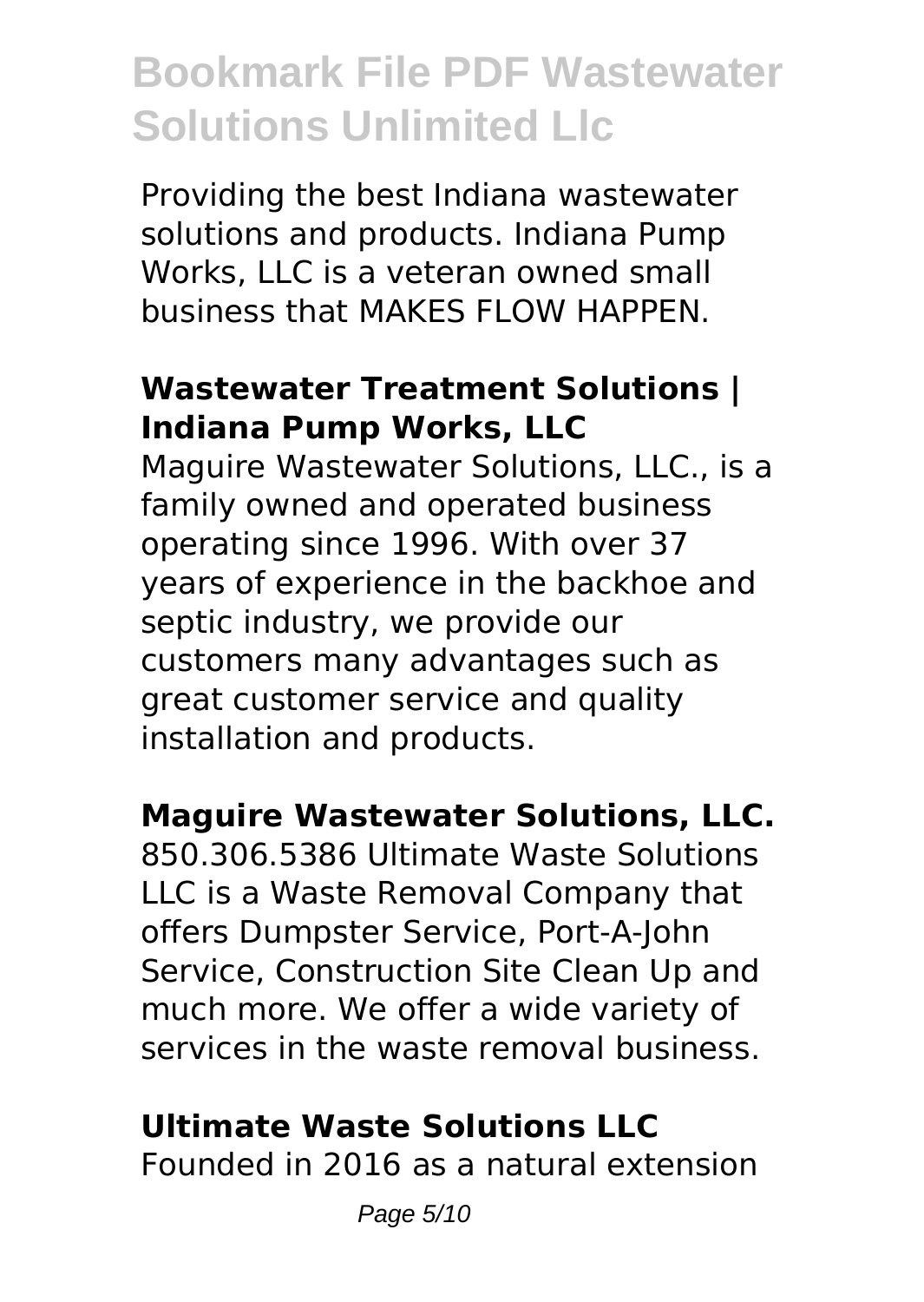Providing the best Indiana wastewater solutions and products. Indiana Pump Works, LLC is a veteran owned small business that MAKES FLOW HAPPEN.

### Wastewater Treatment Solutions | Indiana Pump Works, LLC

Maguire Wastewater Solutions, LLC., is a family owned and operated business operating since 1996. With over 37 years of experience in the backhoe and septic industry, we provide our customers many advantages such as great customer service and quality installation and products.

### Maguire Wastewater Solutions, LLC.

850.306.5386 Ultimate Waste Solutions LLC is a Waste Removal Company that offers Dumpster Service, Port-A-John Service, Construction Site Clean Up and much more. We offer a wide variety of services in the waste removal business.

### Ultimate Waste Solutions LLC

Founded in 2016 as a natural extension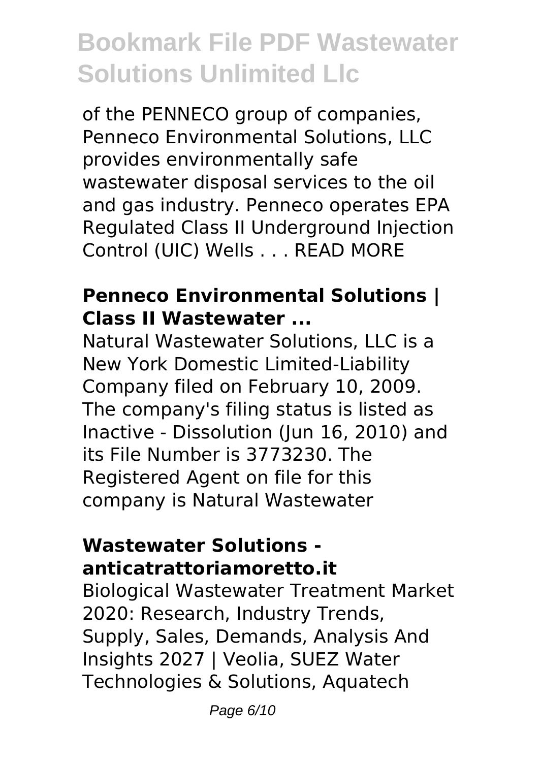of the PENNECO group of companies, Penneco Environmental Solutions, LLC provides environmentally safe wastewater disposal services to the oil and gas industry. Penneco operates EPA Regulated Class II Underground Injection Control (UIC) Wells . . . READ MORE

### Penneco Environmental Solutions | Class II Wastewater ...

Natural Wastewater Solutions, LLC is a New York Domestic Limited-Liability Company filed on February 10, 2009. The company's filing status is listed as Inactive - Dissolution (Jun 16, 2010) and its File Number is 3773230. The Registered Agent on file for this company is Natural Wastewater

### Wastewater Solutions - anticatrattoriamoretto.it

Biological Wastewater Treatment Market 2020: Research, Industry Trends, Supply, Sales, Demands, Analysis And Insights 2027 | Veolia, SUEZ Water Technologies & Solutions, Aquatech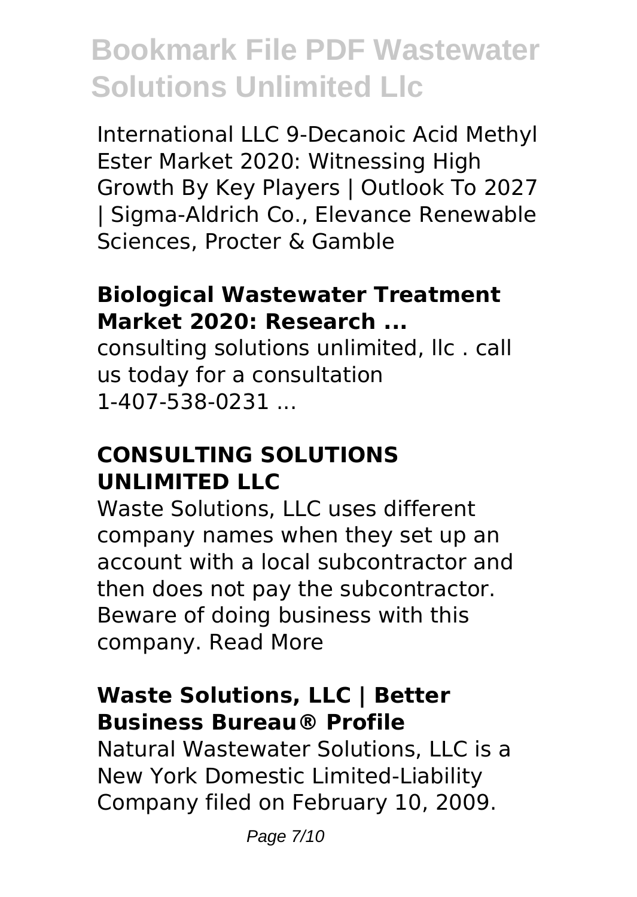International LLC 9-Decanoic Acid Methyl Ester Market 2020: Witnessing High Growth By Key Players | Outlook To 2027 | Sigma-Aldrich Co., Elevance Renewable Sciences, Procter & Gamble

### Biological Wastewater Treatment Market 2020: Research ...

consulting solutions unlimited, llc . call us today for a consultation 1-407-538-0231 ...

### CONSULTING SOLUTIONS UNLIMITED LLC

Waste Solutions, LLC uses different company names when they set up an account with a local subcontractor and then does not pay the subcontractor. Beware of doing business with this company. Read More

### Waste Solutions, LLC | Better Business Bureau® Profile

Natural Wastewater Solutions, LLC is a New York Domestic Limited-Liability Company filed on February 10, 2009.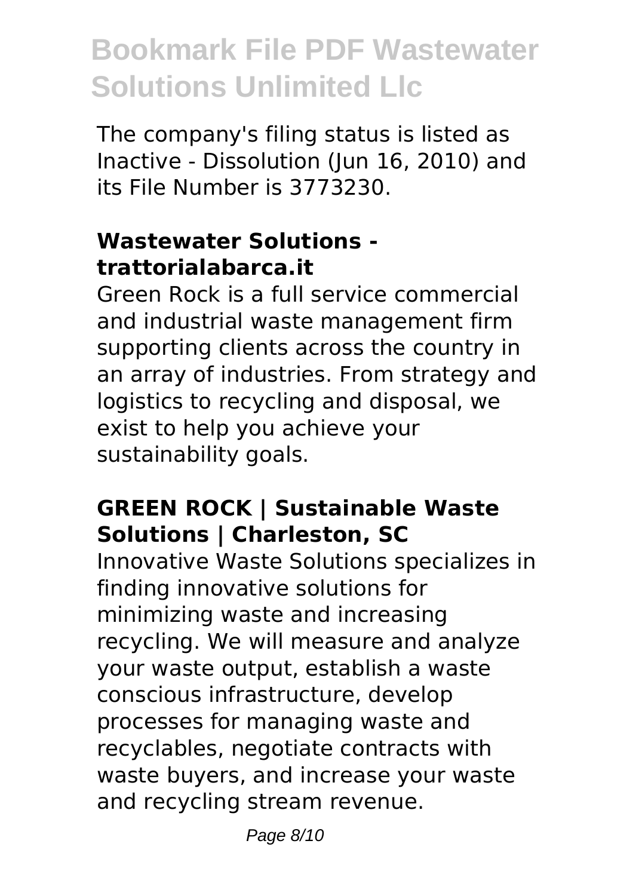The company's filing status is listed as Inactive - Dissolution (Jun 16, 2010) and its File Number is 3773230.

**Wastewater Solutions - trattorialabarca.it**

Green Rock is a full service commercial and industrial waste management firm supporting clients across the country in an array of industries. From strategy and logistics to recycling and disposal, we exist to help you achieve your sustainability goals.

**GREEN ROCK | Sustainable Waste Solutions | Charleston, SC**

Innovative Waste Solutions specializes in finding innovative solutions for minimizing waste and increasing recycling. We will measure and analyze your waste output, establish a waste conscious infrastructure, develop processes for managing waste and recyclables, negotiate contracts with waste buyers, and increase your waste and recycling stream revenue.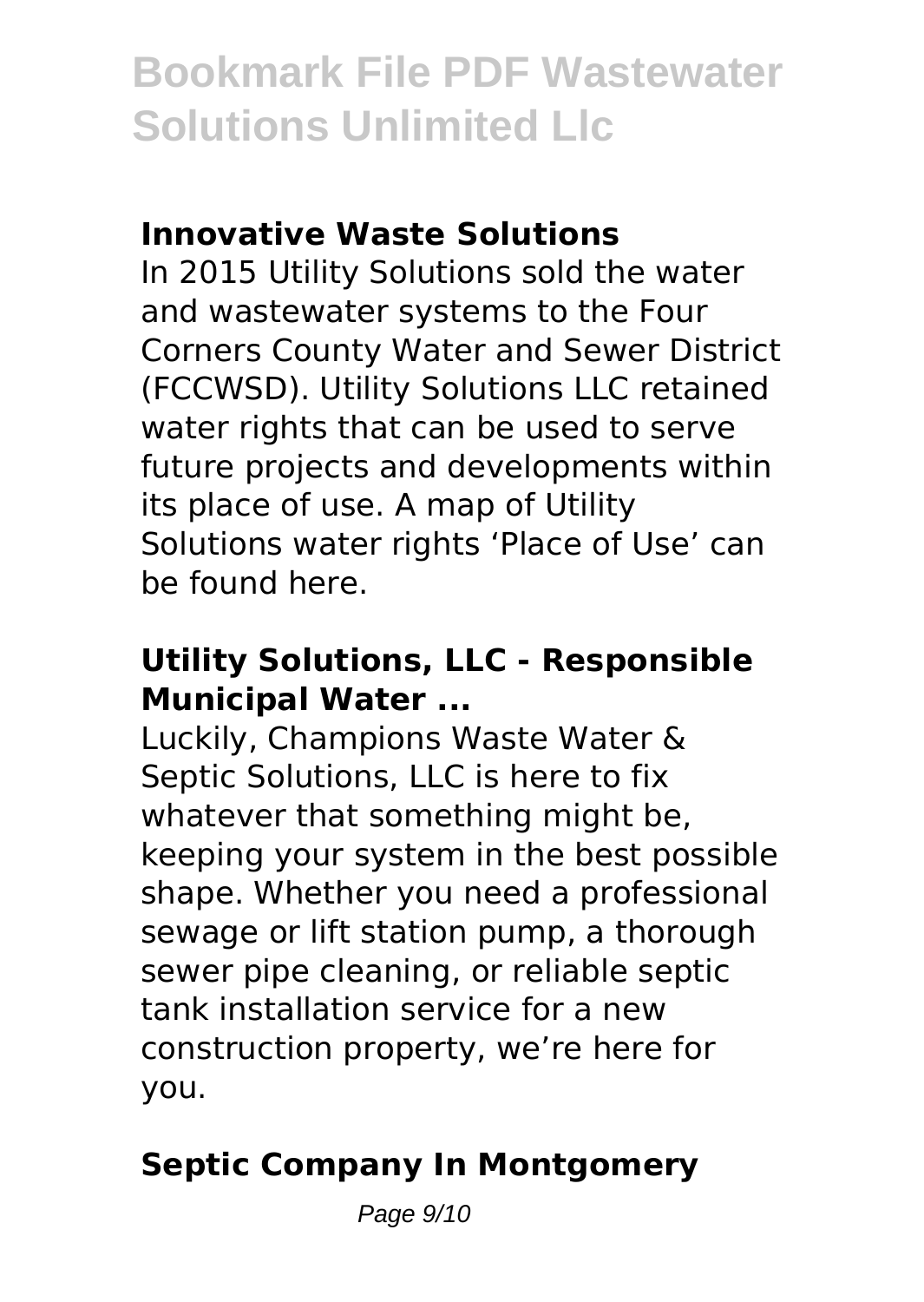### Innovative Waste Solutions

In 2015 Utility Solutions sold the water and wastewater systems to the Four Corners County Water and Sewer District (FCCWSD). Utility Solutions LLC retained water rights that can be used to serve future projects and developments within its place of use. A map of Utility Solutions water rights 'Place of Use' can be found here.

### Utility Solutions, LLC - Responsible Municipal Water ...

Luckily, Champions Waste Water & Septic Solutions, LLC is here to fix whatever that something might be, keeping your system in the best possible shape. Whether you need a professional sewage or lift station pump, a thorough sewer pipe cleaning, or reliable septic tank installation service for a new construction property, we're here for you.

### Septic Company In Montgomery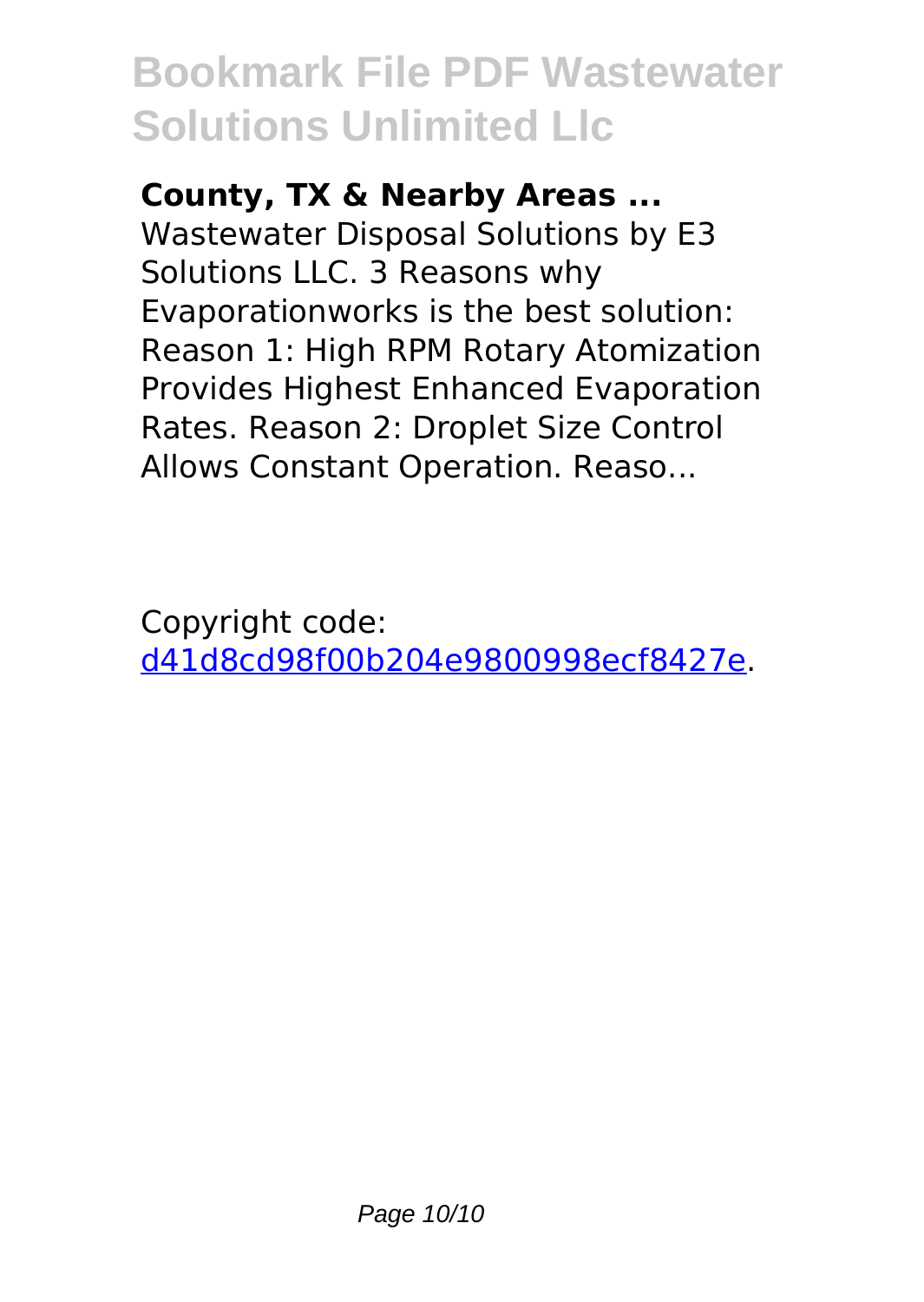**County, TX & Nearby Areas ...**

Wastewater Disposal Solutions by E3 Solutions LLC. 3 Reasons why Evaporationworks is the best solution: Reason 1: High RPM Rotary Atomization Provides Highest Enhanced Evaporation Rates. Reason 2: Droplet Size Control Allows Constant Operation. Reaso...

Copyright code: d41d8cd98f00b204e9800998ecf8427e.